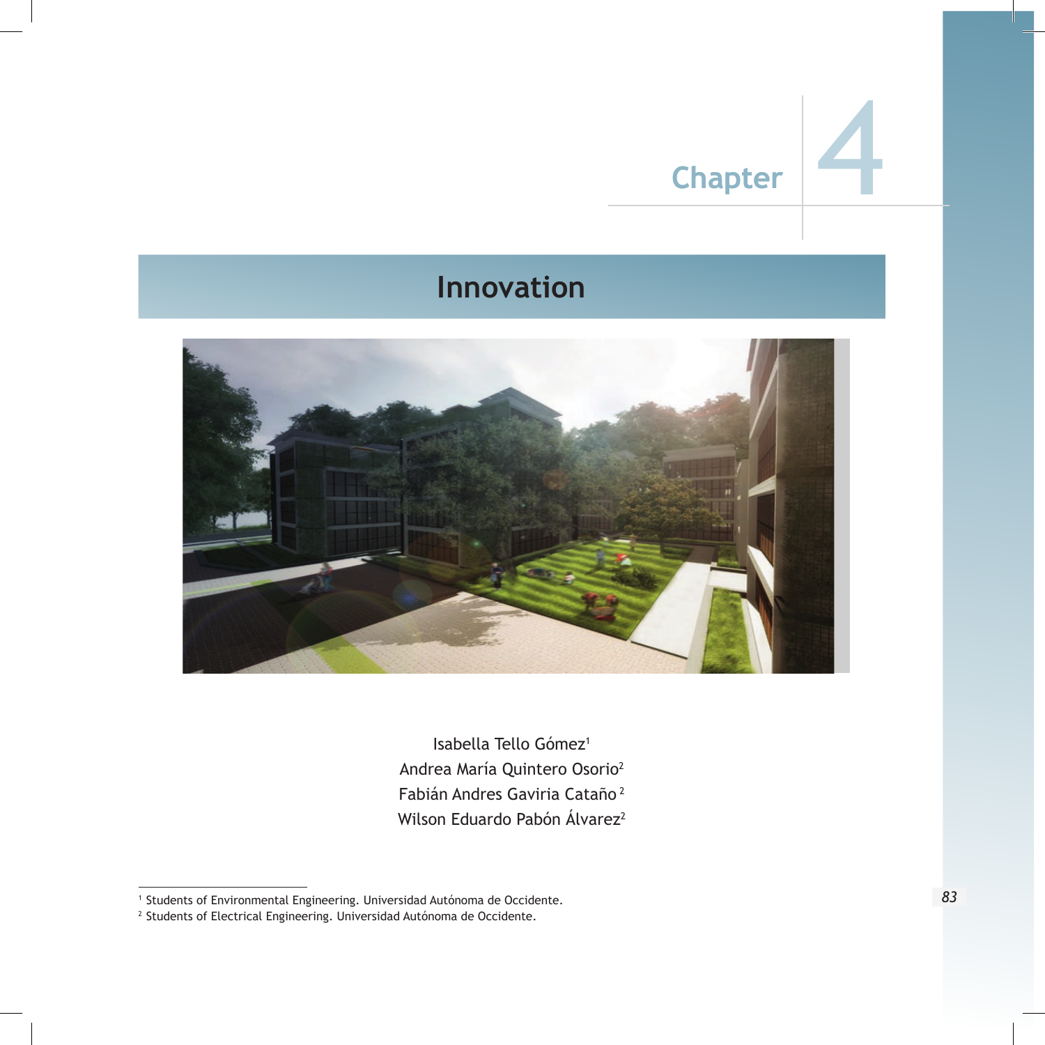Chapter 4

# Innovation

Isabella Tello Gómez[1]
Andrea María Quintero Osorio[2]
Fabián Andres Gaviria Cataño[2]
Wilson Eduardo Pabón Álvarez[2]

[1] Students of Environmental Engineering. Universidad Autónoma de Occidente.
[2] Students of Electrical Engineering. Universidad Autónoma de Occidente.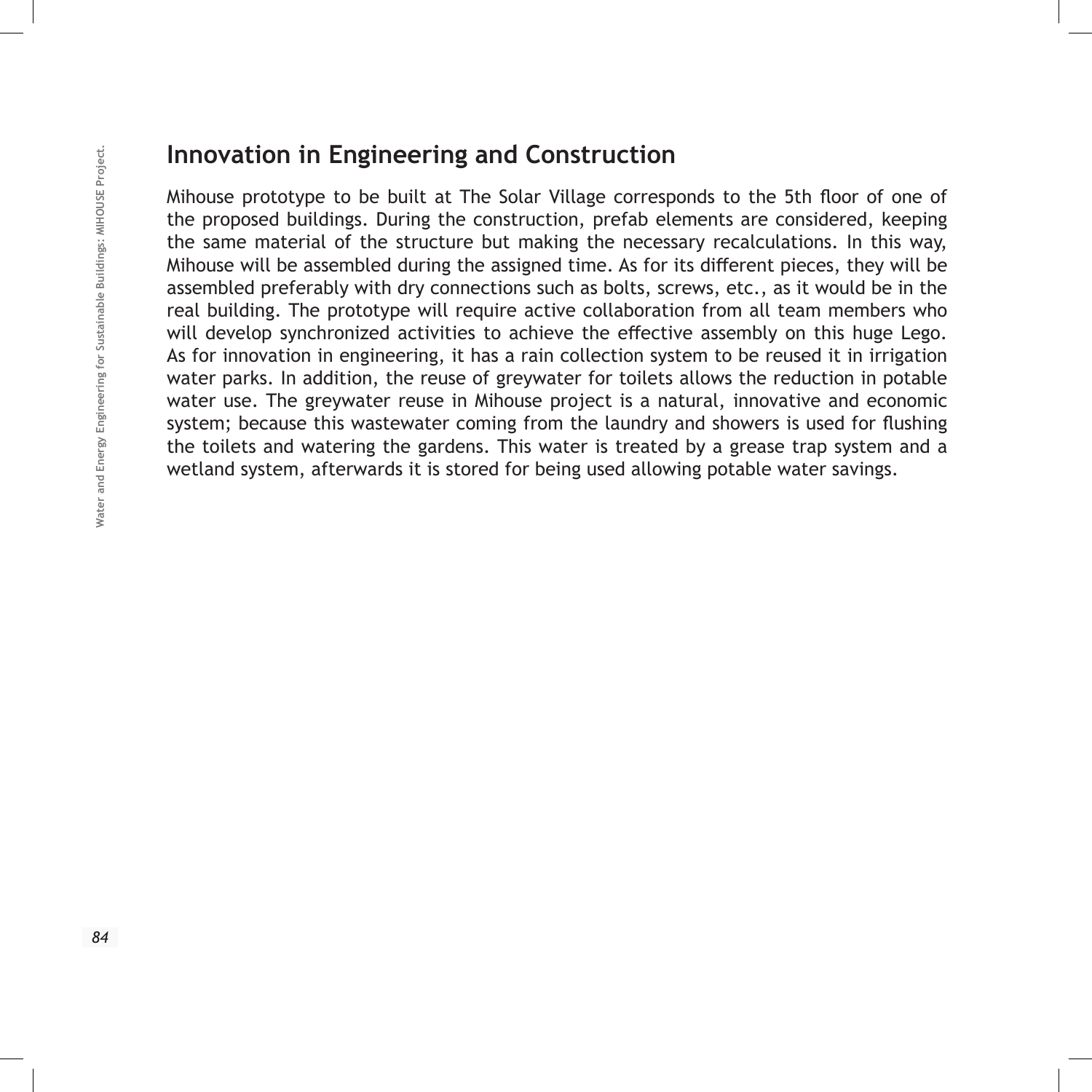## Innovation in Engineering and Construction

Mihouse prototype to be built at The Solar Village corresponds to the 5th floor of one of the proposed buildings. During the construction, prefab elements are considered, keeping the same material of the structure but making the necessary recalculations. In this way, Mihouse will be assembled during the assigned time. As for its different pieces, they will be assembled preferably with dry connections such as bolts, screws, etc., as it would be in the real building. The prototype will require active collaboration from all team members who will develop synchronized activities to achieve the effective assembly on this huge Lego. As for innovation in engineering, it has a rain collection system to be reused it in irrigation water parks. In addition, the reuse of greywater for toilets allows the reduction in potable water use. The greywater reuse in Mihouse project is a natural, innovative and economic system; because this wastewater coming from the laundry and showers is used for flushing the toilets and watering the gardens. This water is treated by a grease trap system and a wetland system, afterwards it is stored for being used allowing potable water savings.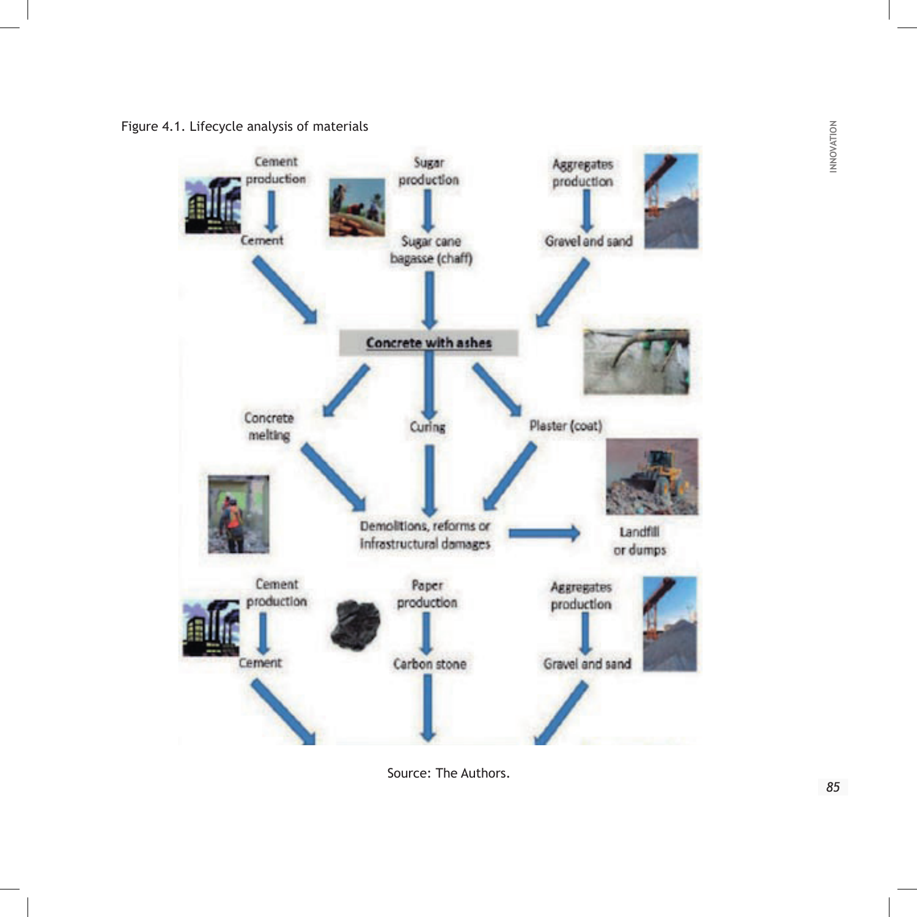Figure 4.1. Lifecycle analysis of materials

Source: The Authors.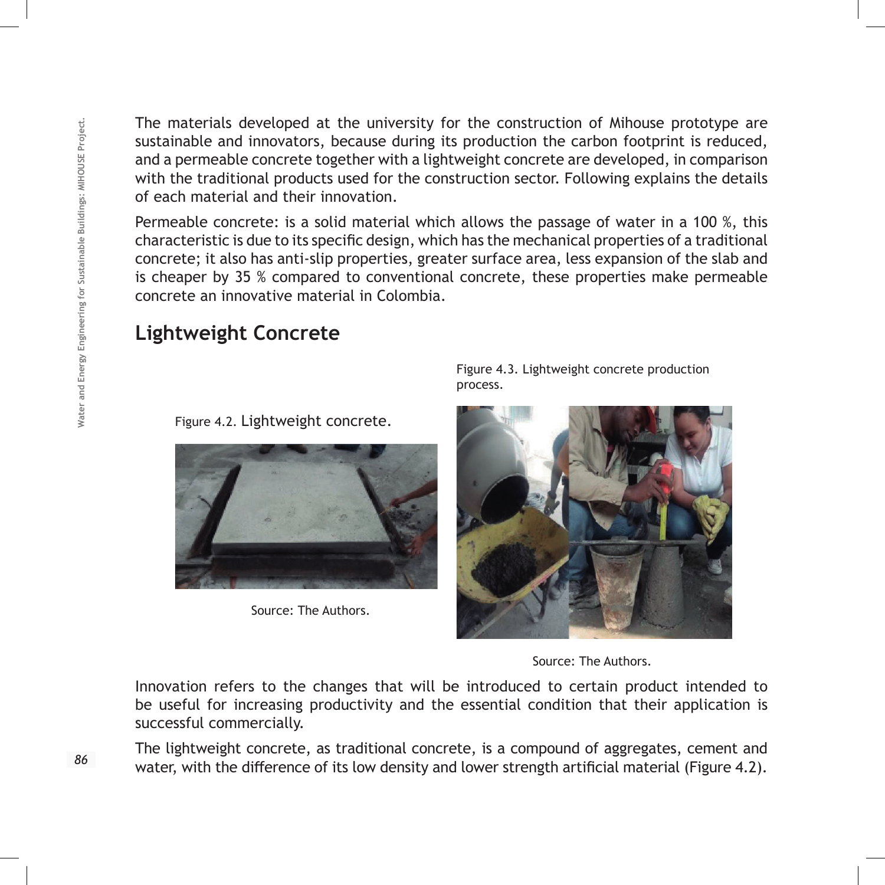The materials developed at the university for the construction of Mihouse prototype are sustainable and innovators, because during its production the carbon footprint is reduced, and a permeable concrete together with a lightweight concrete are developed, in comparison with the traditional products used for the construction sector. Following explains the details of each material and their innovation.

Permeable concrete: is a solid material which allows the passage of water in a 100 %, this characteristic is due to its specific design, which has the mechanical properties of a traditional concrete; it also has anti-slip properties, greater surface area, less expansion of the slab and is cheaper by 35 % compared to conventional concrete, these properties make permeable concrete an innovative material in Colombia.

## Lightweight Concrete

Figure 4.2. Lightweight concrete.

Source: The Authors.

Figure 4.3. Lightweight concrete production process.

Source: The Authors.

Innovation refers to the changes that will be introduced to certain product intended to be useful for increasing productivity and the essential condition that their application is successful commercially.

The lightweight concrete, as traditional concrete, is a compound of aggregates, cement and water, with the difference of its low density and lower strength artificial material (Figure 4.2).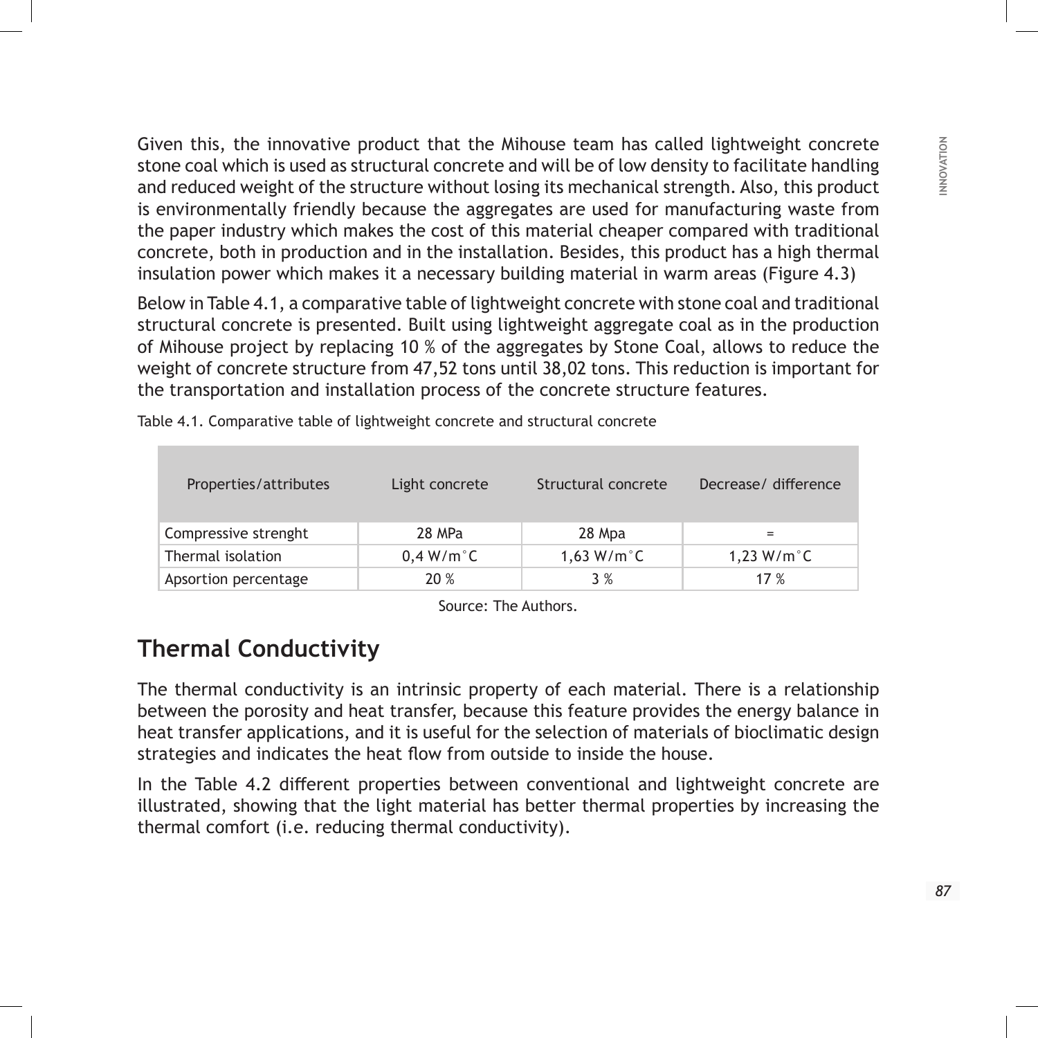Given this, the innovative product that the Mihouse team has called lightweight concrete stone coal which is used as structural concrete and will be of low density to facilitate handling and reduced weight of the structure without losing its mechanical strength. Also, this product is environmentally friendly because the aggregates are used for manufacturing waste from the paper industry which makes the cost of this material cheaper compared with traditional concrete, both in production and in the installation. Besides, this product has a high thermal insulation power which makes it a necessary building material in warm areas (Figure 4.3)

Below in Table 4.1, a comparative table of lightweight concrete with stone coal and traditional structural concrete is presented. Built using lightweight aggregate coal as in the production of Mihouse project by replacing 10 % of the aggregates by Stone Coal, allows to reduce the weight of concrete structure from 47,52 tons until 38,02 tons. This reduction is important for the transportation and installation process of the concrete structure features.

Table 4.1. Comparative table of lightweight concrete and structural concrete

| Properties/attributes | Light concrete | Structural concrete | Decrease/ difference |
|---|---|---|---|
| Compressive strenght | 28 MPa | 28 Mpa | = |
| Thermal isolation | 0,4 W/m°C | 1,63 W/m°C | 1,23 W/m°C |
| Apsortion percentage | 20 % | 3 % | 17 % |

Source: The Authors.

## Thermal Conductivity

The thermal conductivity is an intrinsic property of each material. There is a relationship between the porosity and heat transfer, because this feature provides the energy balance in heat transfer applications, and it is useful for the selection of materials of bioclimatic design strategies and indicates the heat flow from outside to inside the house.

In the Table 4.2 different properties between conventional and lightweight concrete are illustrated, showing that the light material has better thermal properties by increasing the thermal comfort (i.e. reducing thermal conductivity).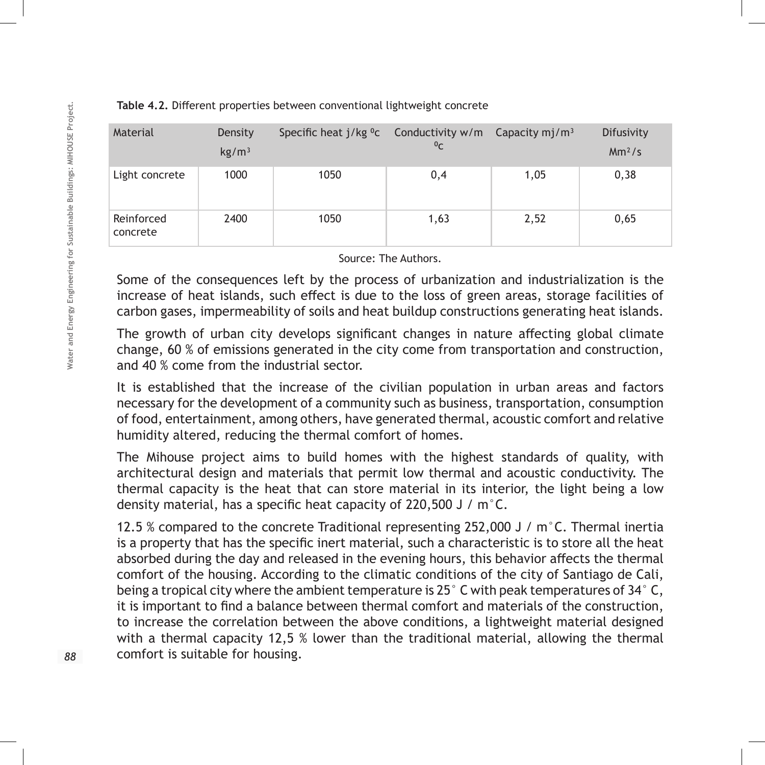**Table 4.2.** Different properties between conventional lightweight concrete

| Material | Density kg/m$^3$ | Specific heat j/kg $^0$c | Conductivity w/m $^0$C | Capacity mj/m$^3$ | Difusivity Mm$^2$/s |
|---|---|---|---|---|---|
| Light concrete | 1000 | 1050 | 0,4 | 1,05 | 0,38 |
| Reinforced concrete | 2400 | 1050 | 1,63 | 2,52 | 0,65 |

Source: The Authors.

Some of the consequences left by the process of urbanization and industrialization is the increase of heat islands, such effect is due to the loss of green areas, storage facilities of carbon gases, impermeability of soils and heat buildup constructions generating heat islands.

The growth of urban city develops significant changes in nature affecting global climate change, 60 % of emissions generated in the city come from transportation and construction, and 40 % come from the industrial sector.

It is established that the increase of the civilian population in urban areas and factors necessary for the development of a community such as business, transportation, consumption of food, entertainment, among others, have generated thermal, acoustic comfort and relative humidity altered, reducing the thermal comfort of homes.

The Mihouse project aims to build homes with the highest standards of quality, with architectural design and materials that permit low thermal and acoustic conductivity. The thermal capacity is the heat that can store material in its interior, the light being a low density material, has a specific heat capacity of 220,500 J / m°C.

12.5 % compared to the concrete Traditional representing 252,000 J / m°C. Thermal inertia is a property that has the specific inert material, such a characteristic is to store all the heat absorbed during the day and released in the evening hours, this behavior affects the thermal comfort of the housing. According to the climatic conditions of the city of Santiago de Cali, being a tropical city where the ambient temperature is 25° C with peak temperatures of 34° C, it is important to find a balance between thermal comfort and materials of the construction, to increase the correlation between the above conditions, a lightweight material designed with a thermal capacity 12,5 % lower than the traditional material, allowing the thermal comfort is suitable for housing.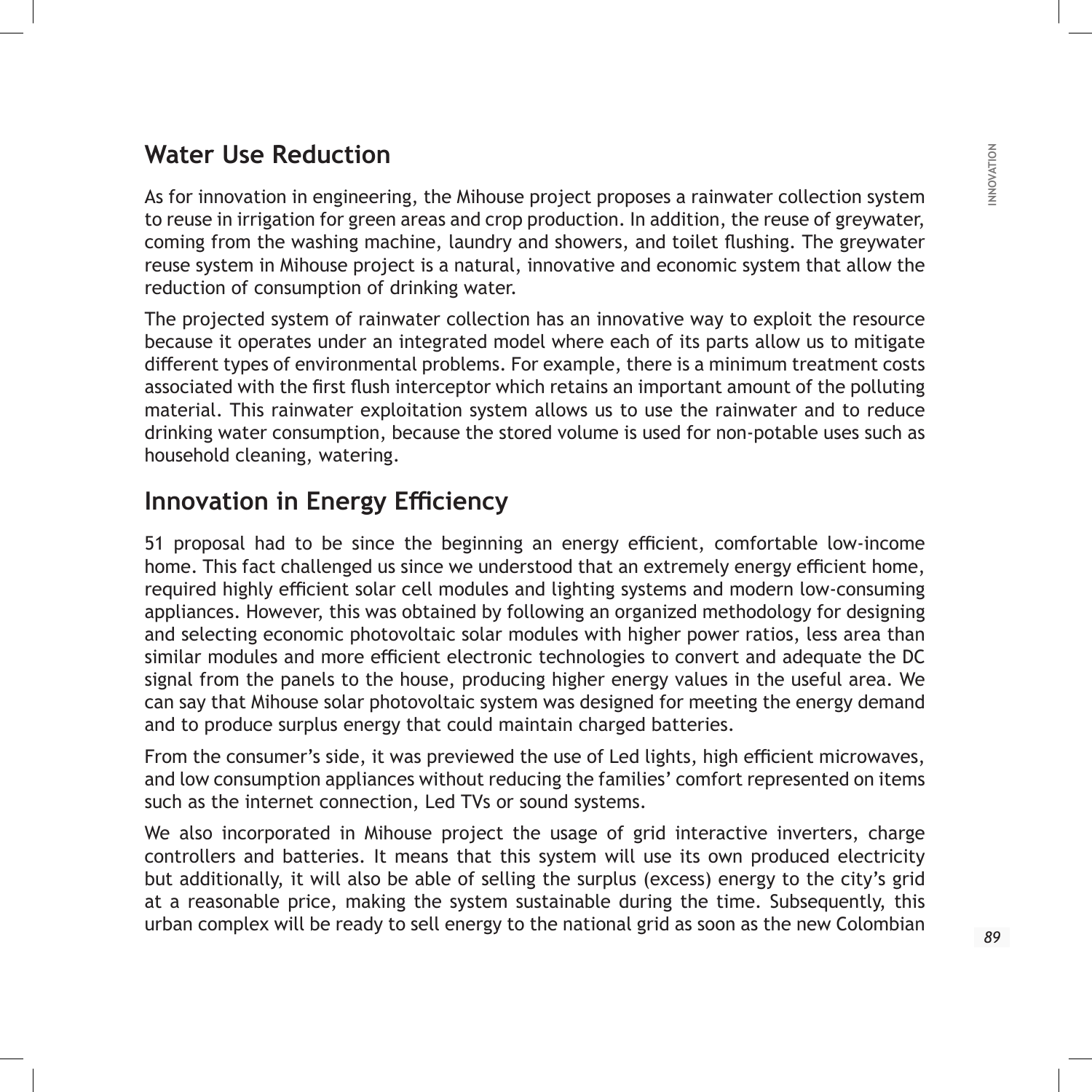## Water Use Reduction

As for innovation in engineering, the Mihouse project proposes a rainwater collection system to reuse in irrigation for green areas and crop production. In addition, the reuse of greywater, coming from the washing machine, laundry and showers, and toilet flushing. The greywater reuse system in Mihouse project is a natural, innovative and economic system that allow the reduction of consumption of drinking water.

The projected system of rainwater collection has an innovative way to exploit the resource because it operates under an integrated model where each of its parts allow us to mitigate different types of environmental problems. For example, there is a minimum treatment costs associated with the first flush interceptor which retains an important amount of the polluting material. This rainwater exploitation system allows us to use the rainwater and to reduce drinking water consumption, because the stored volume is used for non-potable uses such as household cleaning, watering.

## Innovation in Energy Efficiency

51 proposal had to be since the beginning an energy efficient, comfortable low-income home. This fact challenged us since we understood that an extremely energy efficient home, required highly efficient solar cell modules and lighting systems and modern low-consuming appliances. However, this was obtained by following an organized methodology for designing and selecting economic photovoltaic solar modules with higher power ratios, less area than similar modules and more efficient electronic technologies to convert and adequate the DC signal from the panels to the house, producing higher energy values in the useful area. We can say that Mihouse solar photovoltaic system was designed for meeting the energy demand and to produce surplus energy that could maintain charged batteries.

From the consumer's side, it was previewed the use of Led lights, high efficient microwaves, and low consumption appliances without reducing the families' comfort represented on items such as the internet connection, Led TVs or sound systems.

We also incorporated in Mihouse project the usage of grid interactive inverters, charge controllers and batteries. It means that this system will use its own produced electricity but additionally, it will also be able of selling the surplus (excess) energy to the city's grid at a reasonable price, making the system sustainable during the time. Subsequently, this urban complex will be ready to sell energy to the national grid as soon as the new Colombian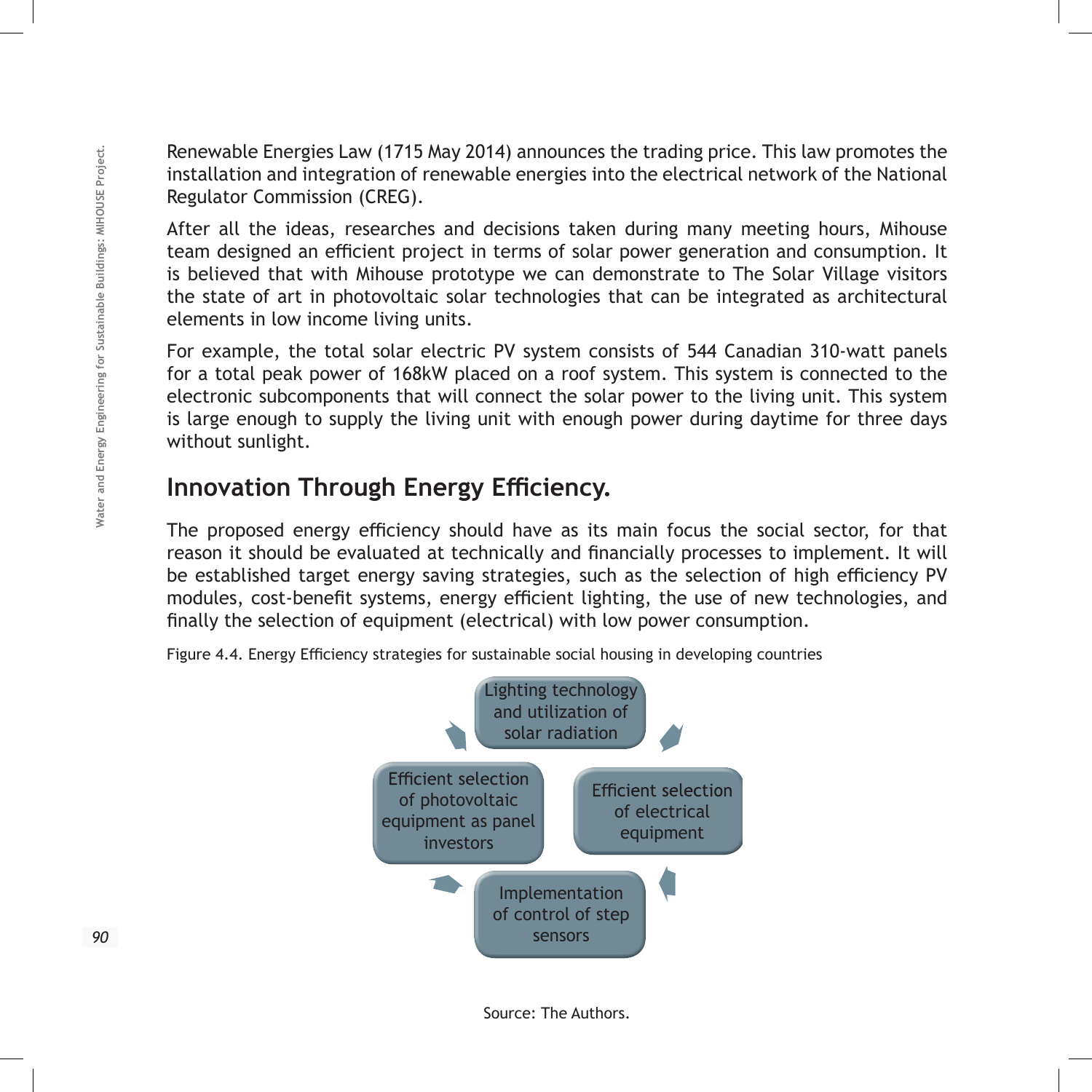Renewable Energies Law (1715 May 2014) announces the trading price. This law promotes the installation and integration of renewable energies into the electrical network of the National Regulator Commission (CREG).

After all the ideas, researches and decisions taken during many meeting hours, Mihouse team designed an efficient project in terms of solar power generation and consumption. It is believed that with Mihouse prototype we can demonstrate to The Solar Village visitors the state of art in photovoltaic solar technologies that can be integrated as architectural elements in low income living units.

For example, the total solar electric PV system consists of 544 Canadian 310-watt panels for a total peak power of 168kW placed on a roof system. This system is connected to the electronic subcomponents that will connect the solar power to the living unit. This system is large enough to supply the living unit with enough power during daytime for three days without sunlight.

## Innovation Through Energy Efficiency.

The proposed energy efficiency should have as its main focus the social sector, for that reason it should be evaluated at technically and financially processes to implement. It will be established target energy saving strategies, such as the selection of high efficiency PV modules, cost-benefit systems, energy efficient lighting, the use of new technologies, and finally the selection of equipment (electrical) with low power consumption.

Figure 4.4. Energy Efficiency strategies for sustainable social housing in developing countries

- Lighting technology and utilization of solar radiation
- Efficient selection of electrical equipment
- Implementation of control of step sensors
- Efficient selection of photovoltaic equipment as panel investors

Source: The Authors.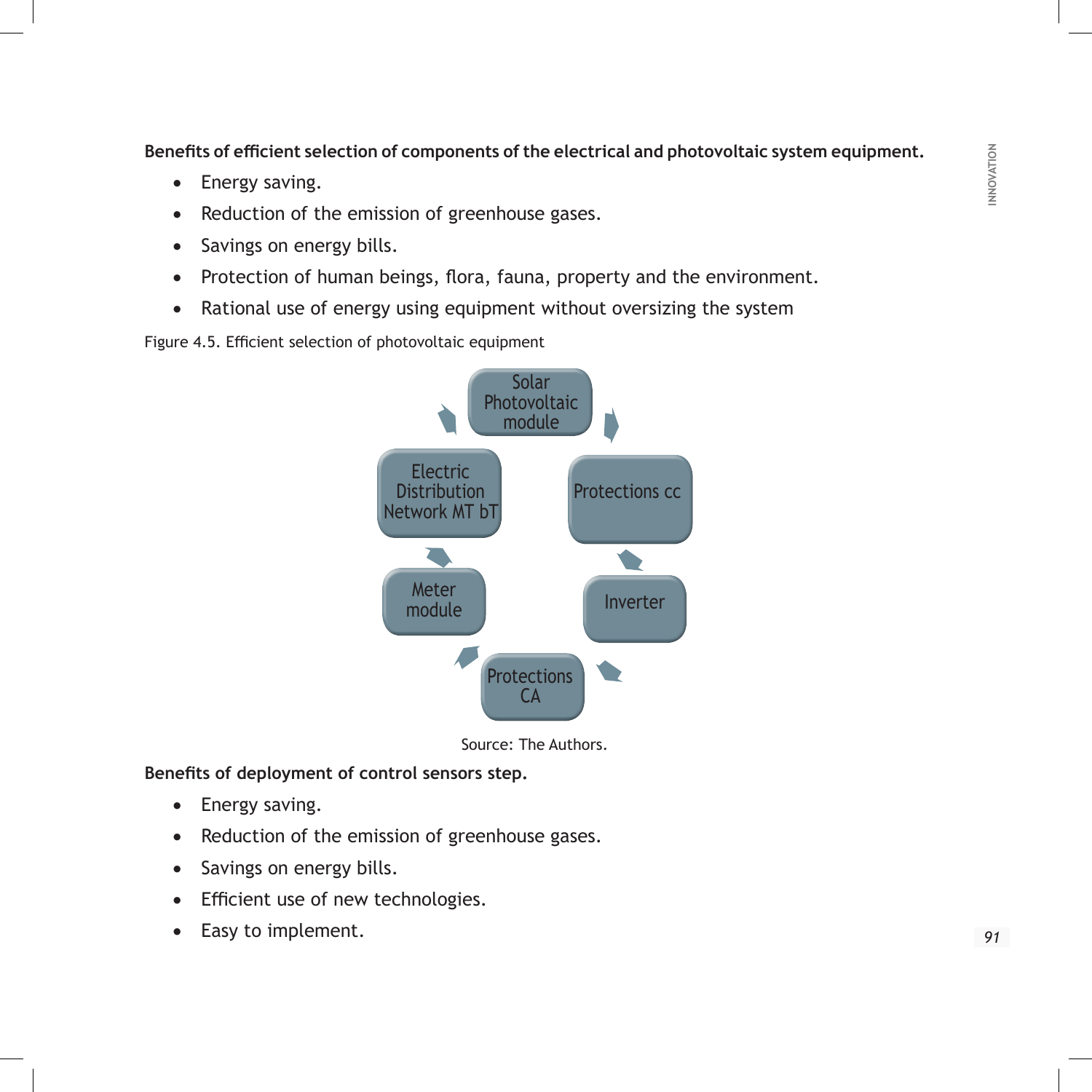**Benefits of efficient selection of components of the electrical and photovoltaic system equipment.**

- Energy saving.
- Reduction of the emission of greenhouse gases.
- Savings on energy bills.
- Protection of human beings, flora, fauna, property and the environment.
- Rational use of energy using equipment without oversizing the system

Figure 4.5. Efficient selection of photovoltaic equipment

Solar Photovoltaic module → Protections cc → Inverter → Protections CA → Meter module → Electric Distribution Network MT bT

Source: The Authors.

**Benefits of deployment of control sensors step.**

- Energy saving.
- Reduction of the emission of greenhouse gases.
- Savings on energy bills.
- Efficient use of new technologies.
- Easy to implement.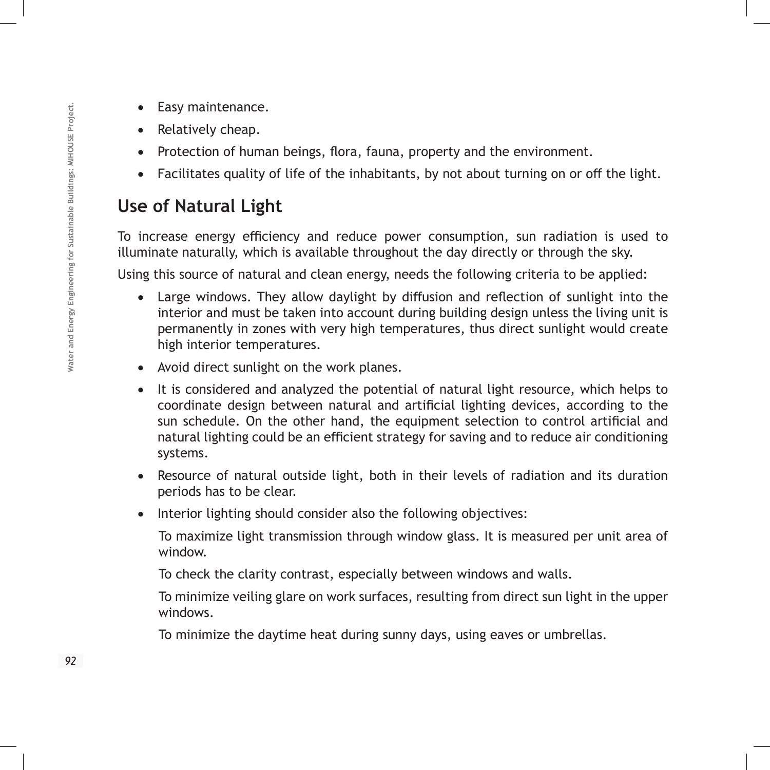- Easy maintenance.
- Relatively cheap.
- Protection of human beings, flora, fauna, property and the environment.
- Facilitates quality of life of the inhabitants, by not about turning on or off the light.

## Use of Natural Light

To increase energy efficiency and reduce power consumption, sun radiation is used to illuminate naturally, which is available throughout the day directly or through the sky.

Using this source of natural and clean energy, needs the following criteria to be applied:

- Large windows. They allow daylight by diffusion and reflection of sunlight into the interior and must be taken into account during building design unless the living unit is permanently in zones with very high temperatures, thus direct sunlight would create high interior temperatures.
- Avoid direct sunlight on the work planes.
- It is considered and analyzed the potential of natural light resource, which helps to coordinate design between natural and artificial lighting devices, according to the sun schedule. On the other hand, the equipment selection to control artificial and natural lighting could be an efficient strategy for saving and to reduce air conditioning systems.
- Resource of natural outside light, both in their levels of radiation and its duration periods has to be clear.
- Interior lighting should consider also the following objectives:

  To maximize light transmission through window glass. It is measured per unit area of window.

  To check the clarity contrast, especially between windows and walls.

  To minimize veiling glare on work surfaces, resulting from direct sun light in the upper windows.

  To minimize the daytime heat during sunny days, using eaves or umbrellas.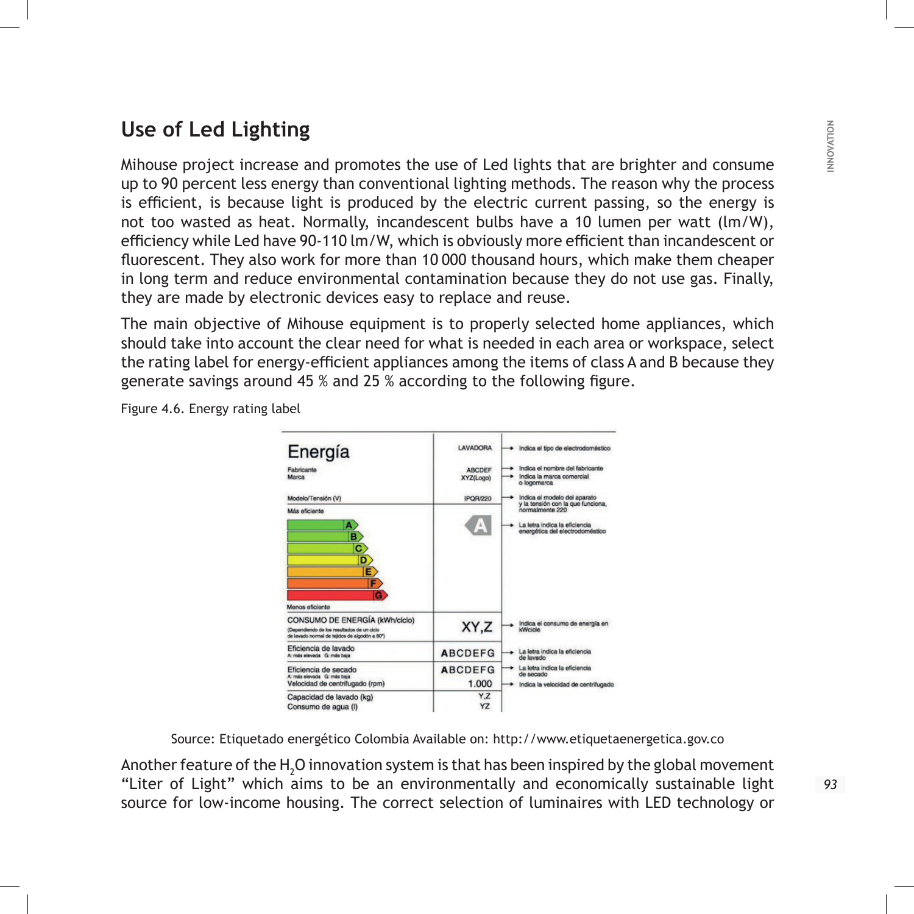## Use of Led Lighting

Mihouse project increase and promotes the use of Led lights that are brighter and consume up to 90 percent less energy than conventional lighting methods. The reason why the process is efficient, is because light is produced by the electric current passing, so the energy is not too wasted as heat. Normally, incandescent bulbs have a 10 lumen per watt (lm/W), efficiency while Led have 90-110 lm/W, which is obviously more efficient than incandescent or fluorescent. They also work for more than 10 000 thousand hours, which make them cheaper in long term and reduce environmental contamination because they do not use gas. Finally, they are made by electronic devices easy to replace and reuse.

The main objective of Mihouse equipment is to properly selected home appliances, which should take into account the clear need for what is needed in each area or workspace, select the rating label for energy-efficient appliances among the items of class A and B because they generate savings around 45 % and 25 % according to the following figure.

Figure 4.6. Energy rating label

| Energía | LAVADORA | Indica el tipo de electrodoméstico |
|---|---|---|
| Fabricante<br>Marca | ABCDEF<br>XYZ(Logo) | Indica el nombre del fabricante<br>Indica la marca comercial o logomarca |
| Modelo/Tensión (V) | IPQR/220 | Indica el modelo del aparato y la tensión con la que funciona, normalmente 220 |
| Más eficiente<br>A B C D E F G<br>Menos eficiente | A | La letra indica la eficiencia energética del electrodoméstico |
| CONSUMO DE ENERGÍA (kWh/ciclo)<br>(Dependiendo de los resultados de un ciclo de lavado normal de tejidos de algodón a 60°) | XY,Z | Indica el consumo de energía en kWcicle |
| Eficiencia de lavado<br>A: más elevada G: más baja | ABCDEFG | La letra indica la eficiencia de lavado |
| Eficiencia de secado<br>A: más elevada G: más baja | ABCDEFG | La letra indica la eficiencia de secado |
| Velocidad de centrifugado (rpm) | 1.000 | Indica la velocidad de centrifugado |
| Capacidad de lavado (kg)<br>Consumo de agua (l) | Y,Z<br>YZ | |

Source: Etiquetado energético Colombia Available on: http://www.etiquetaenergetica.gov.co

Another feature of the $H_2O$ innovation system is that has been inspired by the global movement "Liter of Light" which aims to be an environmentally and economically sustainable light source for low-income housing. The correct selection of luminaires with LED technology or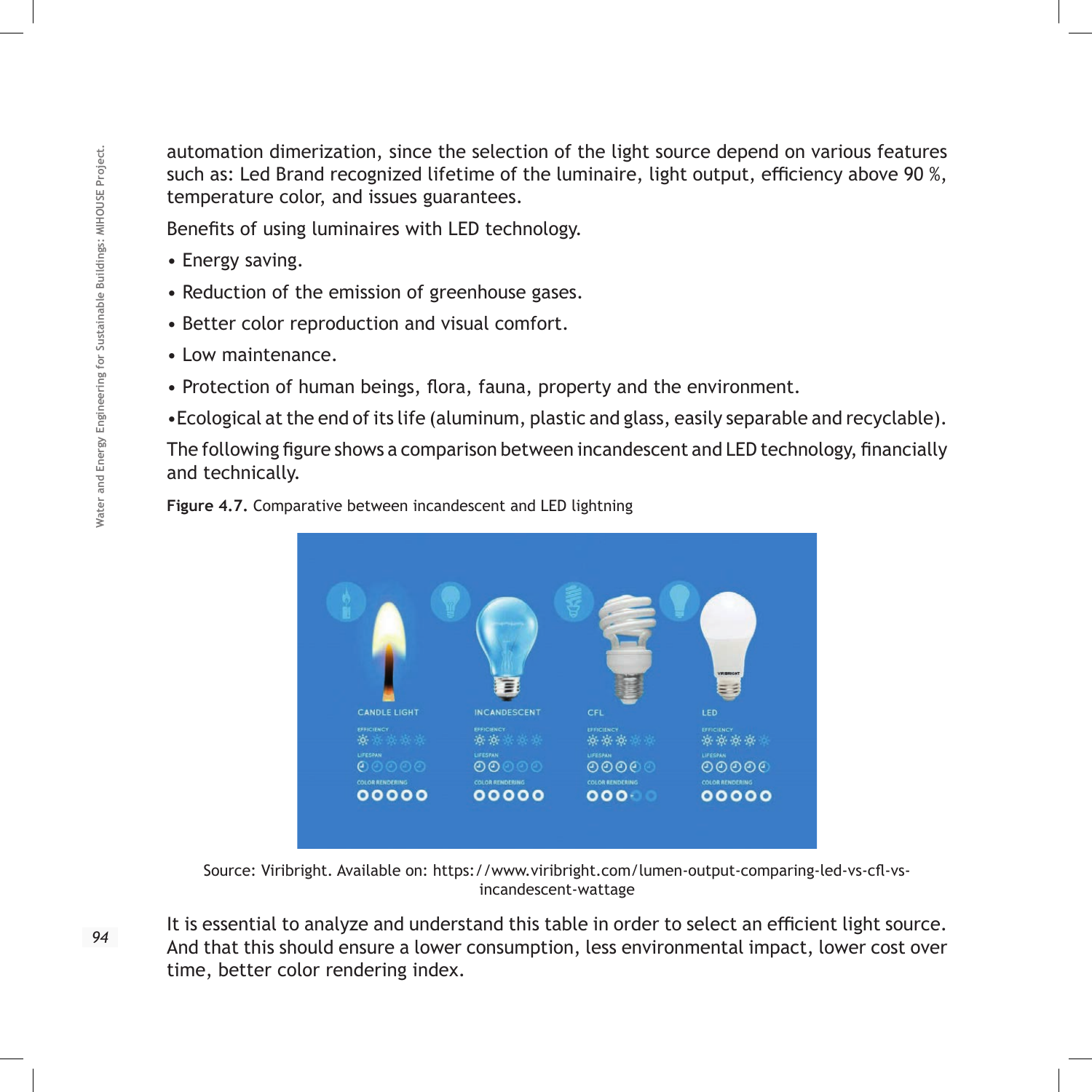automation dimerization, since the selection of the light source depend on various features such as: Led Brand recognized lifetime of the luminaire, light output, efficiency above 90 %, temperature color, and issues guarantees.

Benefits of using luminaires with LED technology.

- Energy saving.
- Reduction of the emission of greenhouse gases.
- Better color reproduction and visual comfort.
- Low maintenance.
- Protection of human beings, flora, fauna, property and the environment.
- Ecological at the end of its life (aluminum, plastic and glass, easily separable and recyclable).

The following figure shows a comparison between incandescent and LED technology, financially and technically.

**Figure 4.7.** Comparative between incandescent and LED lightning

Source: Viribright. Available on: https://www.viribright.com/lumen-output-comparing-led-vs-cfl-vs-incandescent-wattage

It is essential to analyze and understand this table in order to select an efficient light source. And that this should ensure a lower consumption, less environmental impact, lower cost over time, better color rendering index.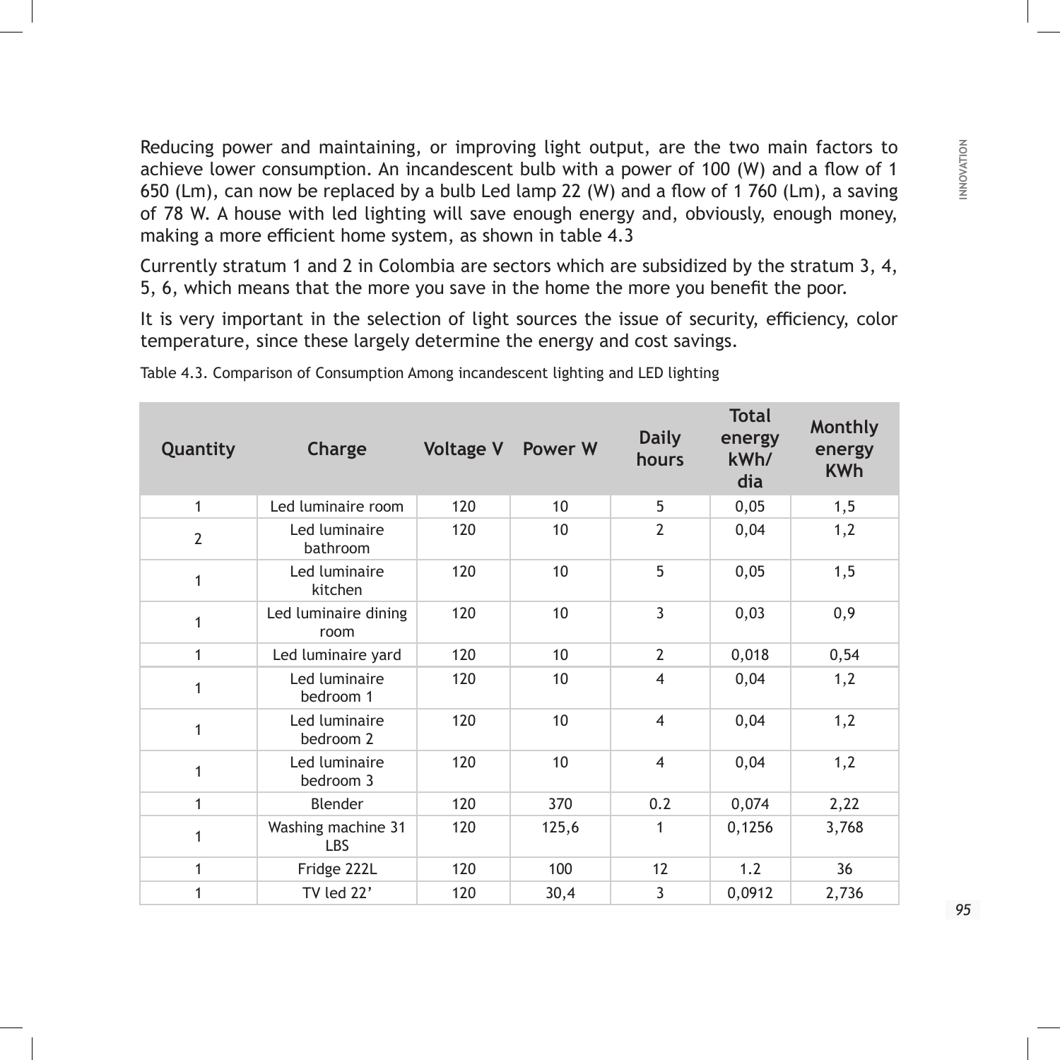Reducing power and maintaining, or improving light output, are the two main factors to achieve lower consumption. An incandescent bulb with a power of 100 (W) and a flow of 1 650 (Lm), can now be replaced by a bulb Led lamp 22 (W) and a flow of 1 760 (Lm), a saving of 78 W. A house with led lighting will save enough energy and, obviously, enough money, making a more efficient home system, as shown in table 4.3

Currently stratum 1 and 2 in Colombia are sectors which are subsidized by the stratum 3, 4, 5, 6, which means that the more you save in the home the more you benefit the poor.

It is very important in the selection of light sources the issue of security, efficiency, color temperature, since these largely determine the energy and cost savings.

Table 4.3. Comparison of Consumption Among incandescent lighting and LED lighting

| Quantity | Charge | Voltage V | Power W | Daily hours | Total energy kWh/dia | Monthly energy KWh |
|---|---|---|---|---|---|---|
| 1 | Led luminaire room | 120 | 10 | 5 | 0,05 | 1,5 |
| 2 | Led luminaire bathroom | 120 | 10 | 2 | 0,04 | 1,2 |
| 1 | Led luminaire kitchen | 120 | 10 | 5 | 0,05 | 1,5 |
| 1 | Led luminaire dining room | 120 | 10 | 3 | 0,03 | 0,9 |
| 1 | Led luminaire yard | 120 | 10 | 2 | 0,018 | 0,54 |
| 1 | Led luminaire bedroom 1 | 120 | 10 | 4 | 0,04 | 1,2 |
| 1 | Led luminaire bedroom 2 | 120 | 10 | 4 | 0,04 | 1,2 |
| 1 | Led luminaire bedroom 3 | 120 | 10 | 4 | 0,04 | 1,2 |
| 1 | Blender | 120 | 370 | 0.2 | 0,074 | 2,22 |
| 1 | Washing machine 31 LBS | 120 | 125,6 | 1 | 0,1256 | 3,768 |
| 1 | Fridge 222L | 120 | 100 | 12 | 1.2 | 36 |
| 1 | TV led 22' | 120 | 30,4 | 3 | 0,0912 | 2,736 |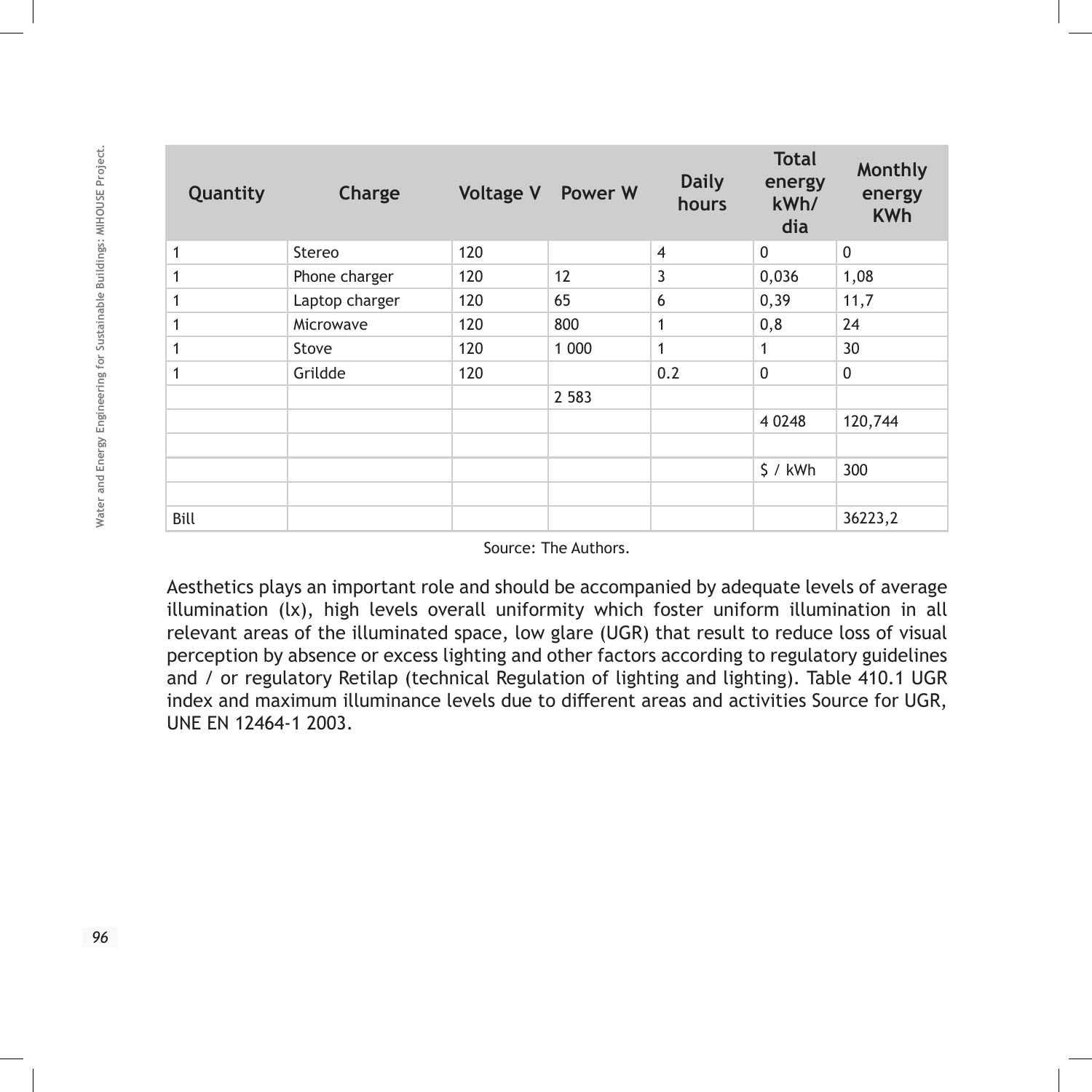| Quantity | Charge | Voltage V | Power W | Daily hours | Total energy kWh/ dia | Monthly energy KWh |
|---|---|---|---|---|---|---|
| 1 | Stereo | 120 | | 4 | 0 | 0 |
| 1 | Phone charger | 120 | 12 | 3 | 0,036 | 1,08 |
| 1 | Laptop charger | 120 | 65 | 6 | 0,39 | 11,7 |
| 1 | Microwave | 120 | 800 | 1 | 0,8 | 24 |
| 1 | Stove | 120 | 1 000 | 1 | 1 | 30 |
| 1 | Grildde | 120 | | 0.2 | 0 | 0 |
| | | | 2 583 | | | |
| | | | | | 4 0248 | 120,744 |
| | | | | | | |
| | | | | | $ / kWh | 300 |
| | | | | | | |
| Bill | | | | | | 36223,2 |

Source: The Authors.

Aesthetics plays an important role and should be accompanied by adequate levels of average illumination (lx), high levels overall uniformity which foster uniform illumination in all relevant areas of the illuminated space, low glare (UGR) that result to reduce loss of visual perception by absence or excess lighting and other factors according to regulatory guidelines and / or regulatory Retilap (technical Regulation of lighting and lighting). Table 410.1 UGR index and maximum illuminance levels due to different areas and activities Source for UGR, UNE EN 12464-1 2003.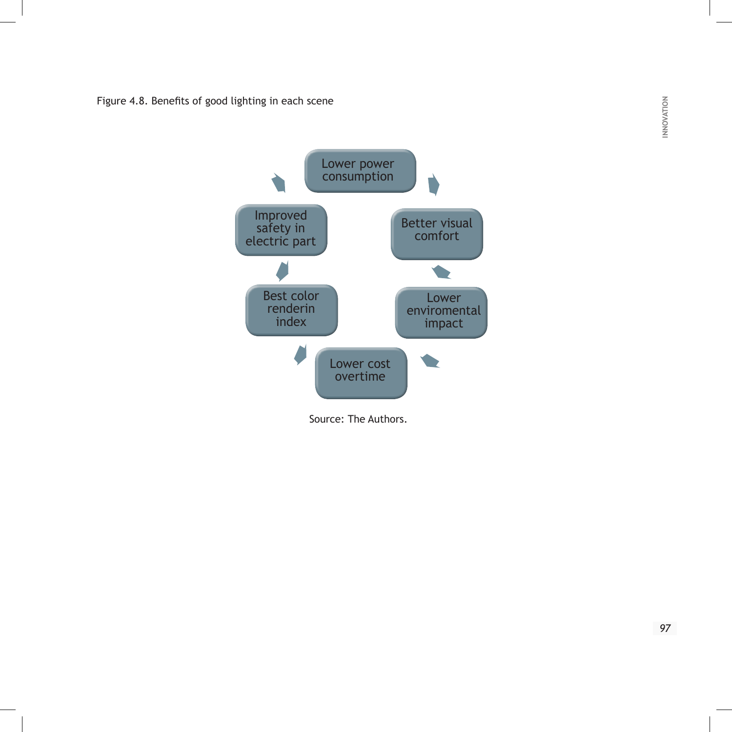Figure 4.8. Benefits of good lighting in each scene

Lower power consumption

Better visual comfort

Lower enviromental impact

Lower cost overtime

Best color renderin index

Improved safety in electric part

Source: The Authors.